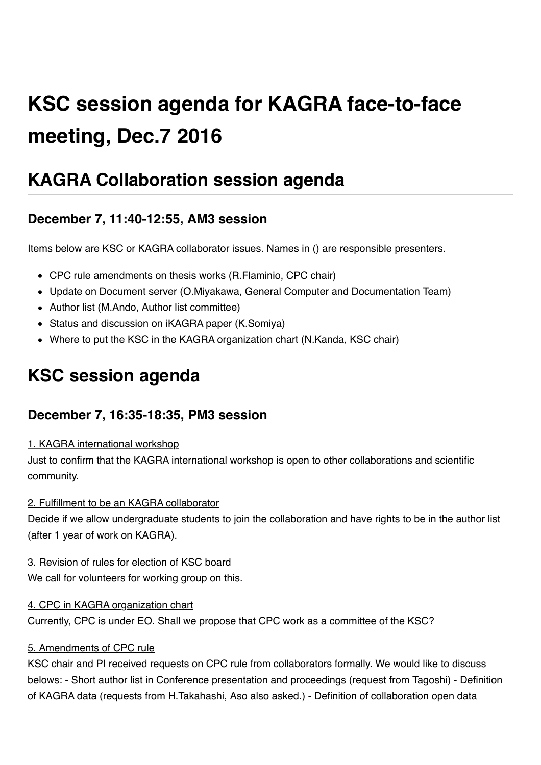# KSC session agenda for KAGRA face-to-face meeting, Dec.7 2016

## KAGRA Collaboration session agenda

### December 7, 11:40-12:55, AM3 session

Items below are KSC or KAGRA collaborator issues. Names in () are responsible presenters.

- CPC rule amendments on thesis works (R.Flaminio, CPC chair)
- Update on Document server (O.Miyakawa, General Computer and Documentation Team)
- Author list (M.Ando, Author list committee)
- Status and discussion on iKAGRA paper (K.Somiya)
- Where to put the KSC in the KAGRA organization chart (N.Kanda, KSC chair)

## KSC session agenda

### December 7, 16:35-18:35, PM3 session

<u>1. KAGRA international workshop</u>

Just to confirm that the KAGRA international workshop is open to other collaborations and scientific community.

<u>2. Fulfillment to be an KAGRA collaborator</u>

Decide if we allow undergraduate students to join the collaboration and have rights to be in the author list (after 1 year of work on KAGRA).

<u>3. Revision of rules for election of KSC board</u>

We call for volunteers for working group on this.

<u>4. CPC in KAGRA organization chart</u>

Currently, CPC is under EO. Shall we propose that CPC work as a committee of the KSC?

<u>5. Amendments of CPC rule</u>

KSC chair and PI received requests on CPC rule from collaborators formally. We would like to discuss belows: - Short author list in Conference presentation and proceedings (request from Tagoshi) - Definition of KAGRA data (requests from H.Takahashi, Aso also asked.) - Definition of collaboration open data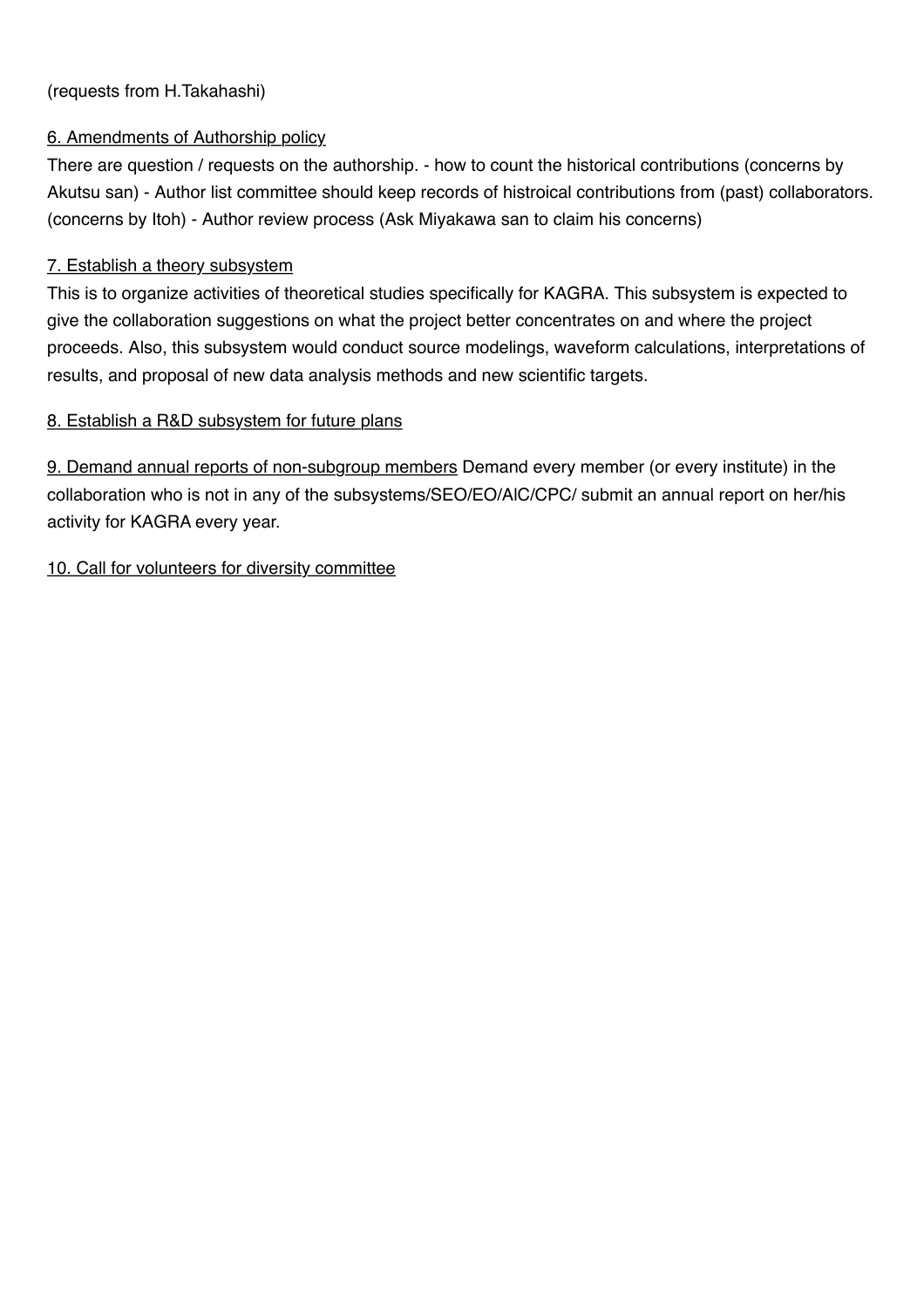(requests from H.Takahashi)

<u>6. Amendments of Authorship policy</u>

There are question / requests on the authorship. - how to count the historical contributions (concerns by Akutsu san) - Author list committee should keep records of histroical contributions from (past) collaborators. (concerns by Itoh) - Author review process (Ask Miyakawa san to claim his concerns)

<u>7. Establish a theory subsystem</u>

This is to organize activities of theoretical studies specifically for KAGRA. This subsystem is expected to give the collaboration suggestions on what the project better concentrates on and where the project proceeds. Also, this subsystem would conduct source modelings, waveform calculations, interpretations of results, and proposal of new data analysis methods and new scientific targets.

<u>8. Establish a R&D subsystem for future plans</u>

<u>9. Demand annual reports of non-subgroup members</u> Demand every member (or every institute) in the collaboration who is not in any of the subsystems/SEO/EO/AIC/CPC/ submit an annual report on her/his activity for KAGRA every year.

<u>10. Call for volunteers for diversity committee</u>